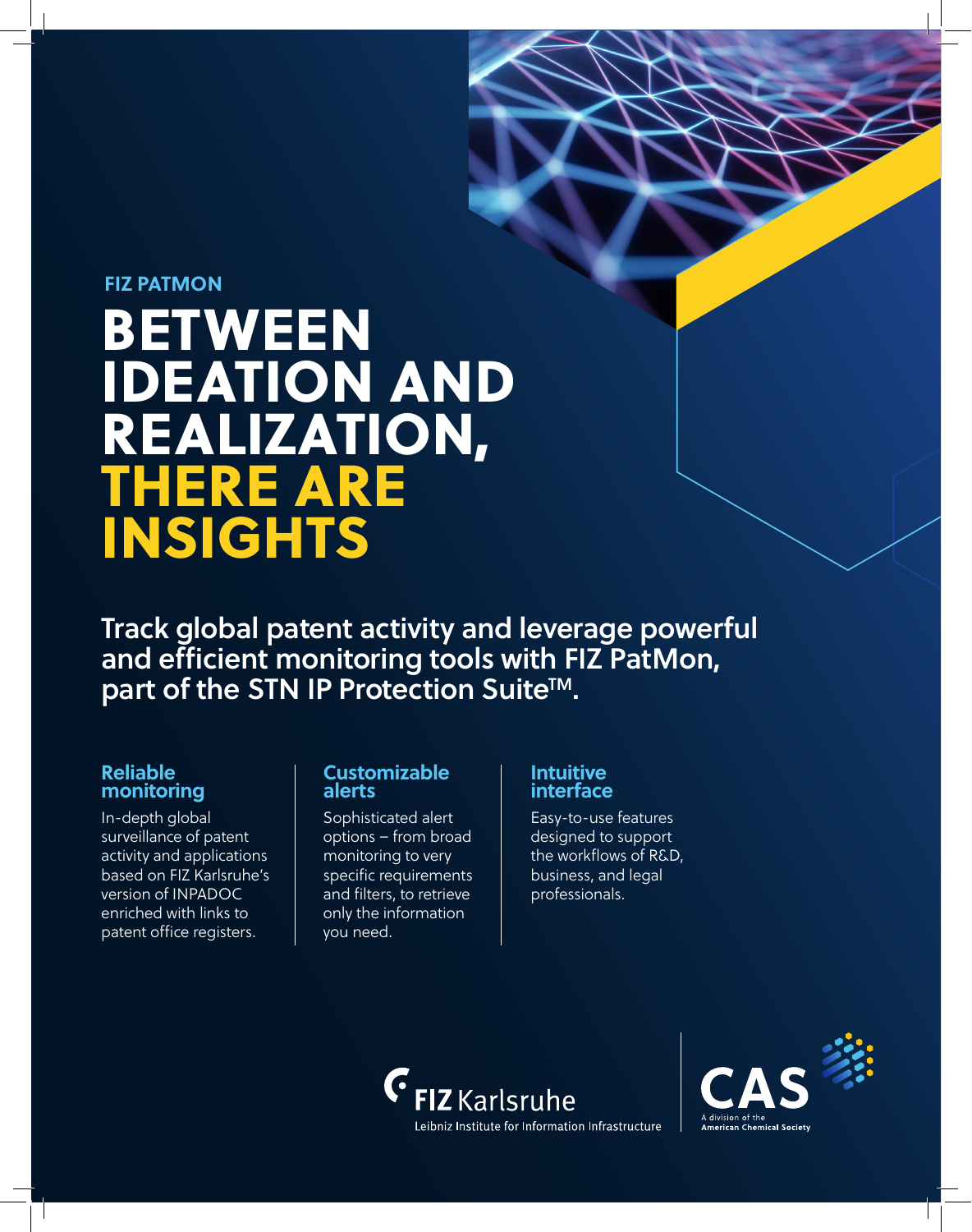FIZ PATMON

# BETWEEN IDEATION AND REALIZATION, THERE ARE INSIGHTS

## Track global patent activity and leverage powerful and efficient monitoring tools with FIZ PatMon, part of the STN IP Protection Suite™.

### Reliable monitoring

In-depth global surveillance of patent activity and applications based on FIZ Karlsruhe's version of INPADOC enriched with links to patent office registers.

### Customizable alerts

Sophisticated alert options – from broad monitoring to very specific requirements and filters, to retrieve only the information you need.

### Intuitive interface

Easy-to-use features designed to support the workflows of R&D, business, and legal professionals.

FIZ Karlsruhe
Leibniz Institute for Information Infrastructure

CAS
A division of the American Chemical Society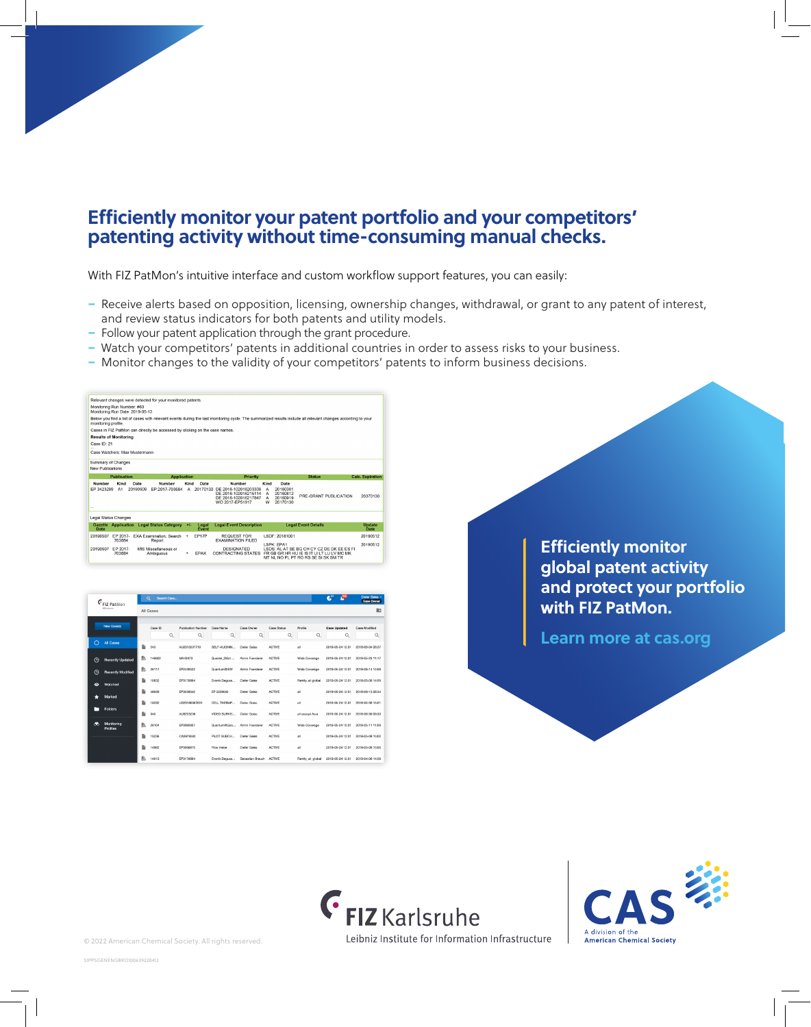## Efficiently monitor your patent portfolio and your competitors' patenting activity without time-consuming manual checks.

With FIZ PatMon's intuitive interface and custom workflow support features, you can easily:

- Receive alerts based on opposition, licensing, ownership changes, withdrawal, or grant to any patent of interest, and review status indicators for both patents and utility models.
- Follow your patent application through the grant procedure.
- Watch your competitors' patents in additional countries in order to assess risks to your business.
- Monitor changes to the validity of your competitors' patents to inform business decisions.

**Efficiently monitor global patent activity and protect your portfolio with FIZ PatMon.**

**Learn more at cas.org**

FIZ Karlsruhe
Leibniz Institute for Information Infrastructure

CAS
A division of the American Chemical Society

© 2022 American Chemical Society. All rights reserved.

SIPPSGENENGBRO100639220412